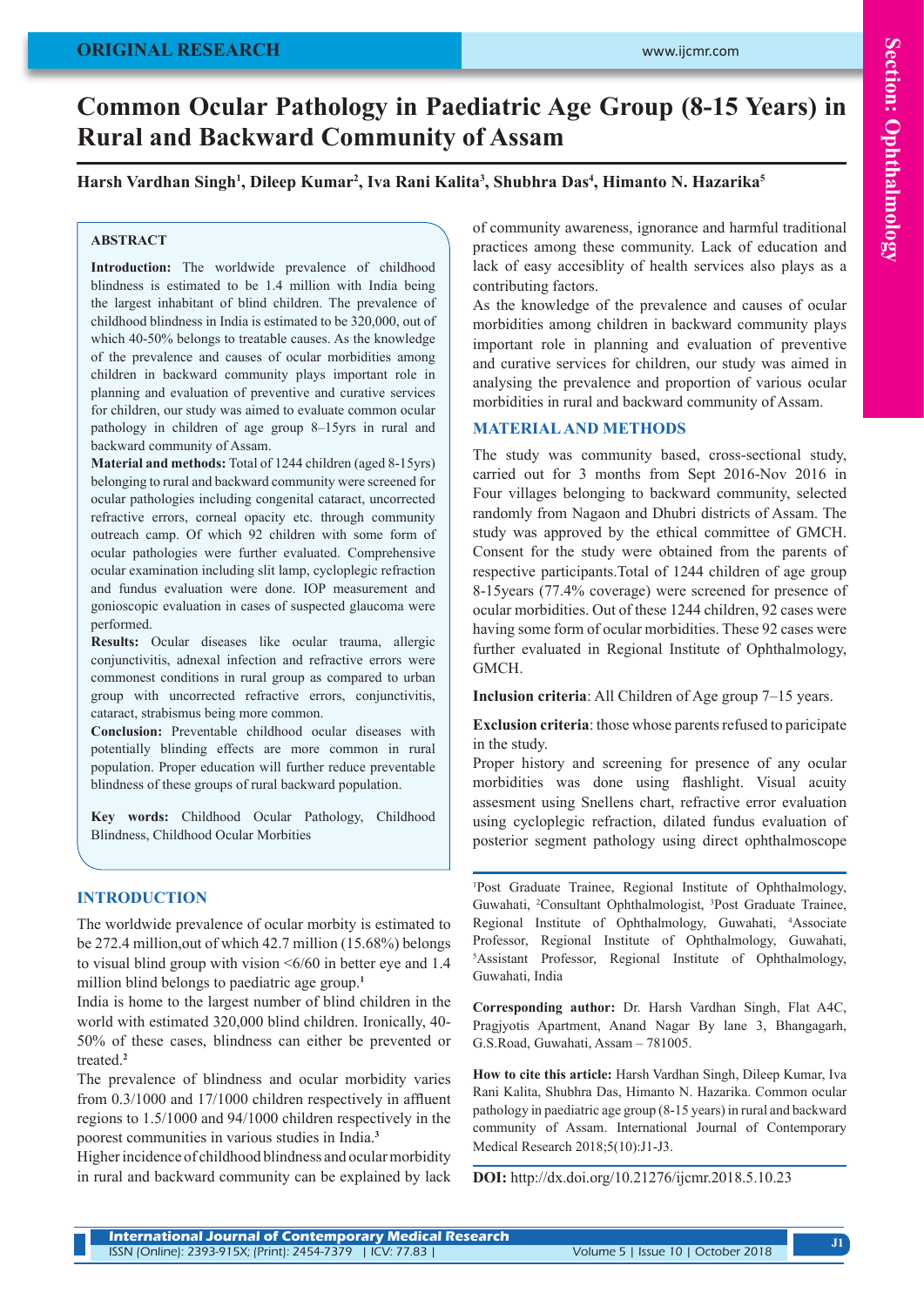# Common Ocular Pathology in Paediatric Age Group (8-15 Years) in Rural and Backward Community of Assam

**Harsh Vardhan Singh[1], Dileep Kumar[2], Iva Rani Kalita[3], Shubhra Das[4], Himanto N. Hazarika[5]**

## ABSTRACT

**Introduction:** The worldwide prevalence of childhood blindness is estimated to be 1.4 million with India being the largest inhabitant of blind children. The prevalence of childhood blindness in India is estimated to be 320,000, out of which 40-50% belongs to treatable causes. As the knowledge of the prevalence and causes of ocular morbidities among children in backward community plays important role in planning and evaluation of preventive and curative services for children, our study was aimed to evaluate common ocular pathology in children of age group 8–15yrs in rural and backward community of Assam.

**Material and methods:** Total of 1244 children (aged 8-15yrs) belonging to rural and backward community were screened for ocular pathologies including congenital cataract, uncorrected refractive errors, corneal opacity etc. through community outreach camp. Of which 92 children with some form of ocular pathologies were further evaluated. Comprehensive ocular examination including slit lamp, cycloplegic refraction and fundus evaluation were done. IOP measurement and gonioscopic evaluation in cases of suspected glaucoma were performed.

**Results:** Ocular diseases like ocular trauma, allergic conjunctivitis, adnexal infection and refractive errors were commonest conditions in rural group as compared to urban group with uncorrected refractive errors, conjunctivitis, cataract, strabismus being more common.

**Conclusion:** Preventable childhood ocular diseases with potentially blinding effects are more common in rural population. Proper education will further reduce preventable blindness of these groups of rural backward population.

**Key words:** Childhood Ocular Pathology, Childhood Blindness, Childhood Ocular Morbities

## INTRODUCTION

The worldwide prevalence of ocular morbity is estimated to be 272.4 million,out of which 42.7 million (15.68%) belongs to visual blind group with vision <6/60 in better eye and 1.4 million blind belongs to paediatric age group.[1]

India is home to the largest number of blind children in the world with estimated 320,000 blind children. Ironically, 40-50% of these cases, blindness can either be prevented or treated.[2]

The prevalence of blindness and ocular morbidity varies from 0.3/1000 and 17/1000 children respectively in affluent regions to 1.5/1000 and 94/1000 children respectively in the poorest communities in various studies in India.[3]

Higher incidence of childhood blindness and ocular morbidity in rural and backward community can be explained by lack of community awareness, ignorance and harmful traditional practices among these community. Lack of education and lack of easy accesiblity of health services also plays as a contributing factors.

As the knowledge of the prevalence and causes of ocular morbidities among children in backward community plays important role in planning and evaluation of preventive and curative services for children, our study was aimed in analysing the prevalence and proportion of various ocular morbidities in rural and backward community of Assam.

## MATERIAL AND METHODS

The study was community based, cross-sectional study, carried out for 3 months from Sept 2016-Nov 2016 in Four villages belonging to backward community, selected randomly from Nagaon and Dhubri districts of Assam. The study was approved by the ethical committee of GMCH. Consent for the study were obtained from the parents of respective participants.Total of 1244 children of age group 8-15years (77.4% coverage) were screened for presence of ocular morbidities. Out of these 1244 children, 92 cases were having some form of ocular morbidities. These 92 cases were further evaluated in Regional Institute of Ophthalmology, GMCH.

**Inclusion criteria**: All Children of Age group 7–15 years.

**Exclusion criteria**: those whose parents refused to paricipate in the study.

Proper history and screening for presence of any ocular morbidities was done using flashlight. Visual acuity assesment using Snellens chart, refractive error evaluation using cycloplegic refraction, dilated fundus evaluation of posterior segment pathology using direct ophthalmoscope

[1]Post Graduate Trainee, Regional Institute of Ophthalmology, Guwahati, [2]Consultant Ophthalmologist, [3]Post Graduate Trainee, Regional Institute of Ophthalmology, Guwahati, [4]Associate Professor, Regional Institute of Ophthalmology, Guwahati, [5]Assistant Professor, Regional Institute of Ophthalmology, Guwahati, India

**Corresponding author:** Dr. Harsh Vardhan Singh, Flat A4C, Pragjyotis Apartment, Anand Nagar By lane 3, Bhangagarh, G.S.Road, Guwahati, Assam – 781005.

**How to cite this article:** Harsh Vardhan Singh, Dileep Kumar, Iva Rani Kalita, Shubhra Das, Himanto N. Hazarika. Common ocular pathology in paediatric age group (8-15 years) in rural and backward community of Assam. International Journal of Contemporary Medical Research 2018;5(10):J1-J3.

**DOI:** http://dx.doi.org/10.21276/ijcmr.2018.5.10.23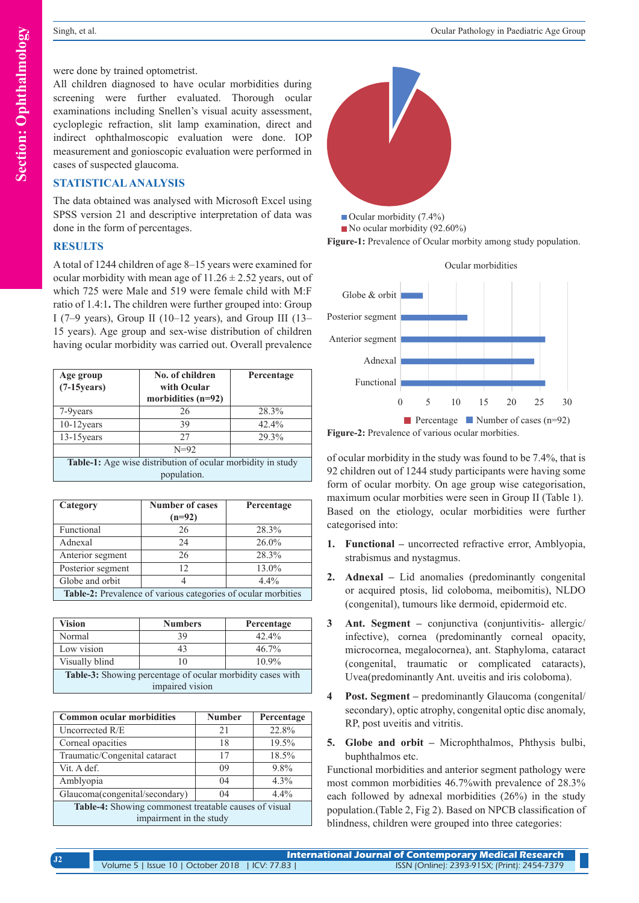were done by trained optometrist.

All children diagnosed to have ocular morbidities during screening were further evaluated. Thorough ocular examinations including Snellen's visual acuity assessment, cycloplegic refraction, slit lamp examination, direct and indirect ophthalmoscopic evaluation were done. IOP measurement and gonioscopic evaluation were performed in cases of suspected glaucoma.

## STATISTICAL ANALYSIS

The data obtained was analysed with Microsoft Excel using SPSS version 21 and descriptive interpretation of data was done in the form of percentages.

## RESULTS

A total of 1244 children of age 8–15 years were examined for ocular morbidity with mean age of 11.26 ± 2.52 years, out of which 725 were Male and 519 were female child with M:F ratio of 1.4:1**.** The children were further grouped into: Group I (7–9 years), Group II (10–12 years), and Group III (13–15 years). Age group and sex-wise distribution of children having ocular morbidity was carried out. Overall prevalence of ocular morbidity in the study was found to be 7.4%, that is 92 children out of 1244 study participants were having some form of ocular morbity. On age group wise categorisation, maximum ocular morbities were seen in Group II (Table 1). Based on the etiology, ocular morbidities were further categorised into:

| Age group (7-15years) | No. of children with Ocular morbidities (n=92) | Percentage |
|---|---|---|
| 7-9years | 26 | 28.3% |
| 10-12years | 39 | 42.4% |
| 13-15years | 27 | 29.3% |
| | N=92 | |

**Table-1:** Age wise distribution of ocular morbidity in study population.

| Category | Number of cases (n=92) | Percentage |
|---|---|---|
| Functional | 26 | 28.3% |
| Adnexal | 24 | 26.0% |
| Anterior segment | 26 | 28.3% |
| Posterior segment | 12 | 13.0% |
| Globe and orbit | 4 | 4.4% |

**Table-2:** Prevalence of various categories of ocular morbities

| Vision | Numbers | Percentage |
|---|---|---|
| Normal | 39 | 42.4% |
| Low vision | 43 | 46.7% |
| Visually blind | 10 | 10.9% |

**Table-3:** Showing percentage of ocular morbidity cases with impaired vision

| Common ocular morbidities | Number | Percentage |
|---|---|---|
| Uncorrected R/E | 21 | 22.8% |
| Corneal opacities | 18 | 19.5% |
| Traumatic/Congenital cataract | 17 | 18.5% |
| Vit. A def. | 09 | 9.8% |
| Amblyopia | 04 | 4.3% |
| Glaucoma(congenital/secondary) | 04 | 4.4% |

**Table-4:** Showing commonest treatable causes of visual impairment in the study

Ocular morbidity (7.4%)
No ocular morbidity (92.60%)

**Figure-1:** Prevalence of Ocular morbity among study population.

Ocular morbidities

Globe & orbit
Posterior segment
Anterior segment
Adnexal
Functional

0 5 10 15 20 25 30

Percentage ■ Number of cases (n=92)

**Figure-2:** Prevalence of various ocular morbities.

1. **Functional** – uncorrected refractive error, Amblyopia, strabismus and nystagmus.
2. **Adnexal** – Lid anomalies (predominantly congenital or acquired ptosis, lid coloboma, meibomitis), NLDO (congenital), tumours like dermoid, epidermoid etc.
3. **Ant. Segment** – conjunctiva (conjuntivitis- allergic/ infective), cornea (predominantly corneal opacity, microcornea, megalocornea), ant. Staphyloma, cataract (congenital, traumatic or complicated cataracts), Uvea(predominantly Ant. uveitis and iris coloboma).
4. **Post. Segment** – predominantly Glaucoma (congenital/ secondary), optic atrophy, congenital optic disc anomaly, RP, post uveitis and vitritis.
5. **Globe and orbit** – Microphthalmos, Phthysis bulbi, buphthalmos etc.

Functional morbidities and anterior segment pathology were most common morbidities 46.7%with prevalence of 28.3% each followed by adnexal morbidities (26%) in the study population.(Table 2, Fig 2). Based on NPCB classification of blindness, children were grouped into three categories: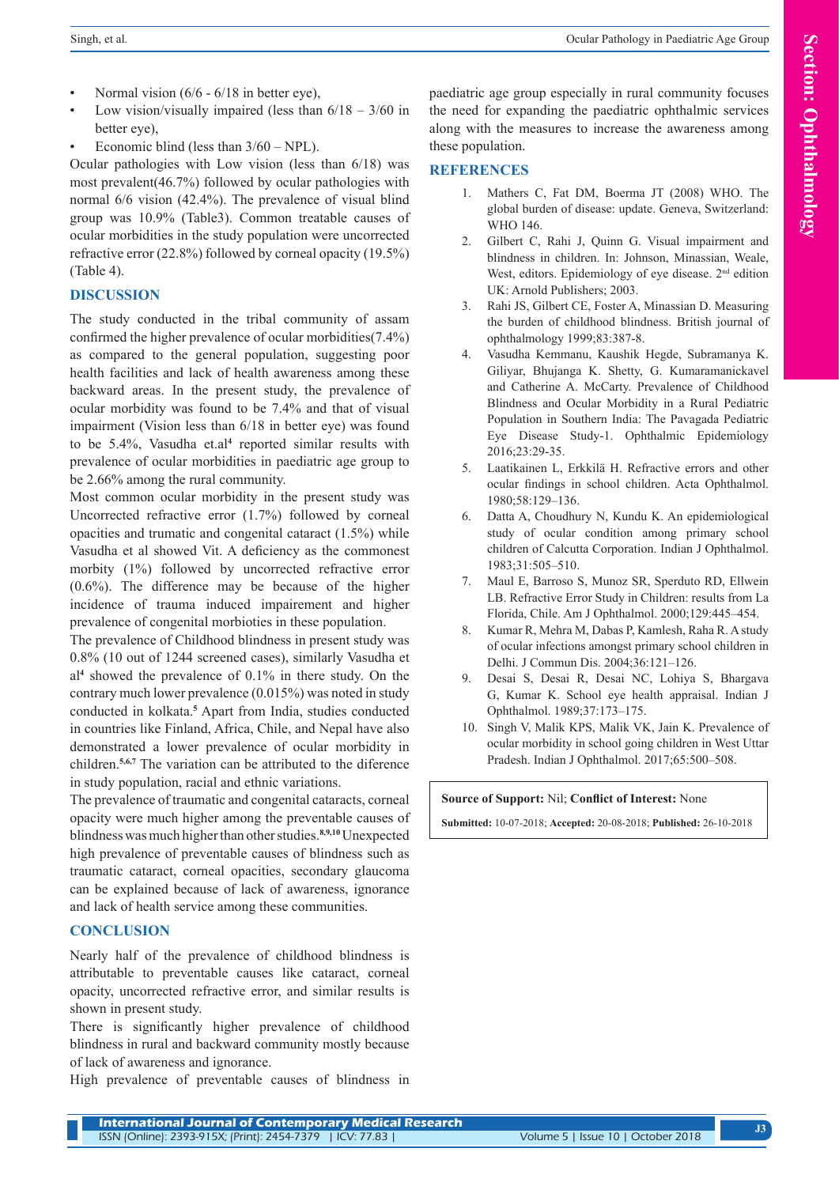- Normal vision (6/6 - 6/18 in better eye),
- Low vision/visually impaired (less than 6/18 – 3/60 in better eye),
- Economic blind (less than 3/60 – NPL).

Ocular pathologies with Low vision (less than 6/18) was most prevalent(46.7%) followed by ocular pathologies with normal 6/6 vision (42.4%). The prevalence of visual blind group was 10.9% (Table3). Common treatable causes of ocular morbidities in the study population were uncorrected refractive error (22.8%) followed by corneal opacity (19.5%) (Table 4).

## DISCUSSION

The study conducted in the tribal community of assam confirmed the higher prevalence of ocular morbidities(7.4%) as compared to the general population, suggesting poor health facilities and lack of health awareness among these backward areas. In the present study, the prevalence of ocular morbidity was found to be 7.4% and that of visual impairment (Vision less than 6/18 in better eye) was found to be 5.4%, Vasudha et.al[4] reported similar results with prevalence of ocular morbidities in paediatric age group to be 2.66% among the rural community.

Most common ocular morbidity in the present study was Uncorrected refractive error (1.7%) followed by corneal opacities and trumatic and congenital cataract (1.5%) while Vasudha et al showed Vit. A deficiency as the commonest morbity (1%) followed by uncorrected refractive error (0.6%). The difference may be because of the higher incidence of trauma induced impairement and higher prevalence of congenital morbioties in these population.

The prevalence of Childhood blindness in present study was 0.8% (10 out of 1244 screened cases), similarly Vasudha et al[4] showed the prevalence of 0.1% in there study. On the contrary much lower prevalence (0.015%) was noted in study conducted in kolkata.[5] Apart from India, studies conducted in countries like Finland, Africa, Chile, and Nepal have also demonstrated a lower prevalence of ocular morbidity in children.[5,6,7] The variation can be attributed to the diference in study population, racial and ethnic variations.

The prevalence of traumatic and congenital cataracts, corneal opacity were much higher among the preventable causes of blindness was much higher than other studies.[8,9,10] Unexpected high prevalence of preventable causes of blindness such as traumatic cataract, corneal opacities, secondary glaucoma can be explained because of lack of awareness, ignorance and lack of health service among these communities.

## CONCLUSION

Nearly half of the prevalence of childhood blindness is attributable to preventable causes like cataract, corneal opacity, uncorrected refractive error, and similar results is shown in present study.

There is significantly higher prevalence of childhood blindness in rural and backward community mostly because of lack of awareness and ignorance.

High prevalence of preventable causes of blindness in paediatric age group especially in rural community focuses the need for expanding the paediatric ophthalmic services along with the measures to increase the awareness among these population.

## REFERENCES

1. Mathers C, Fat DM, Boerma JT (2008) WHO. The global burden of disease: update. Geneva, Switzerland: WHO 146.
2. Gilbert C, Rahi J, Quinn G. Visual impairment and blindness in children. In: Johnson, Minassian, Weale, West, editors. Epidemiology of eye disease. 2nd edition UK: Arnold Publishers; 2003.
3. Rahi JS, Gilbert CE, Foster A, Minassian D. Measuring the burden of childhood blindness. British journal of ophthalmology 1999;83:387-8.
4. Vasudha Kemmanu, Kaushik Hegde, Subramanya K. Giliyar, Bhujanga K. Shetty, G. Kumaramanickavel and Catherine A. McCarty. Prevalence of Childhood Blindness and Ocular Morbidity in a Rural Pediatric Population in Southern India: The Pavagada Pediatric Eye Disease Study-1. Ophthalmic Epidemiology 2016;23:29-35.
5. Laatikainen L, Erkkilä H. Refractive errors and other ocular findings in school children. Acta Ophthalmol. 1980;58:129–136.
6. Datta A, Choudhury N, Kundu K. An epidemiological study of ocular condition among primary school children of Calcutta Corporation. Indian J Ophthalmol. 1983;31:505–510.
7. Maul E, Barroso S, Munoz SR, Sperduto RD, Ellwein LB. Refractive Error Study in Children: results from La Florida, Chile. Am J Ophthalmol. 2000;129:445–454.
8. Kumar R, Mehra M, Dabas P, Kamlesh, Raha R. A study of ocular infections amongst primary school children in Delhi. J Commun Dis. 2004;36:121–126.
9. Desai S, Desai R, Desai NC, Lohiya S, Bhargava G, Kumar K. School eye health appraisal. Indian J Ophthalmol. 1989;37:173–175.
10. Singh V, Malik KPS, Malik VK, Jain K. Prevalence of ocular morbidity in school going children in West Uttar Pradesh. Indian J Ophthalmol. 2017;65:500–508.

**Source of Support:** Nil; **Conflict of Interest:** None

**Submitted:** 10-07-2018; **Accepted:** 20-08-2018; **Published:** 26-10-2018